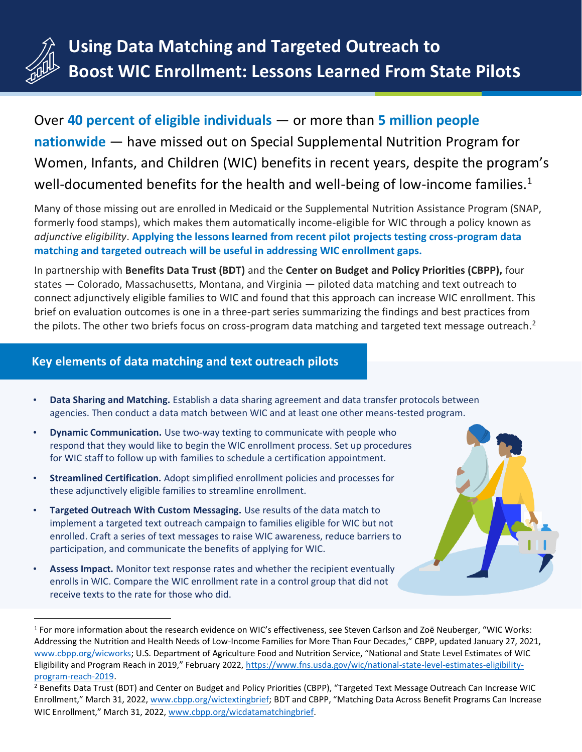# Using Data Matching and Targeted Outreach to Boost WIC Enrollment: Lessons Learned From State Pilots

Over **40 percent of eligible individuals** — or more than **5 million people nationwide** — have missed out on Special Supplemental Nutrition Program for Women, Infants, and Children (WIC) benefits in recent years, despite the program's well-documented benefits for the health and well-being of low-income families.[1]

Many of those missing out are enrolled in Medicaid or the Supplemental Nutrition Assistance Program (SNAP, formerly food stamps), which makes them automatically income-eligible for WIC through a policy known as *adjunctive eligibility*. **Applying the lessons learned from recent pilot projects testing cross-program data matching and targeted outreach will be useful in addressing WIC enrollment gaps.**

In partnership with **Benefits Data Trust (BDT)** and the **Center on Budget and Policy Priorities (CBPP),** four states — Colorado, Massachusetts, Montana, and Virginia — piloted data matching and text outreach to connect adjunctively eligible families to WIC and found that this approach can increase WIC enrollment. This brief on evaluation outcomes is one in a three-part series summarizing the findings and best practices from the pilots. The other two briefs focus on cross-program data matching and targeted text message outreach.[2]

## Key elements of data matching and text outreach pilots

- **Data Sharing and Matching.** Establish a data sharing agreement and data transfer protocols between agencies. Then conduct a data match between WIC and at least one other means-tested program.
- **Dynamic Communication.** Use two-way texting to communicate with people who respond that they would like to begin the WIC enrollment process. Set up procedures for WIC staff to follow up with families to schedule a certification appointment.
- **Streamlined Certification.** Adopt simplified enrollment policies and processes for these adjunctively eligible families to streamline enrollment.
- **Targeted Outreach With Custom Messaging.** Use results of the data match to implement a targeted text outreach campaign to families eligible for WIC but not enrolled. Craft a series of text messages to raise WIC awareness, reduce barriers to participation, and communicate the benefits of applying for WIC.
- **Assess Impact.** Monitor text response rates and whether the recipient eventually enrolls in WIC. Compare the WIC enrollment rate in a control group that did not receive texts to the rate for those who did.

---

[1] For more information about the research evidence on WIC's effectiveness, see Steven Carlson and Zoë Neuberger, "WIC Works: Addressing the Nutrition and Health Needs of Low-Income Families for More Than Four Decades," CBPP, updated January 27, 2021, www.cbpp.org/wicworks; U.S. Department of Agriculture Food and Nutrition Service, "National and State Level Estimates of WIC Eligibility and Program Reach in 2019," February 2022, https://www.fns.usda.gov/wic/national-state-level-estimates-eligibility-program-reach-2019.

[2] Benefits Data Trust (BDT) and Center on Budget and Policy Priorities (CBPP), "Targeted Text Message Outreach Can Increase WIC Enrollment," March 31, 2022, www.cbpp.org/wictextingbrief; BDT and CBPP, "Matching Data Across Benefit Programs Can Increase WIC Enrollment," March 31, 2022, www.cbpp.org/wicdatamatchingbrief.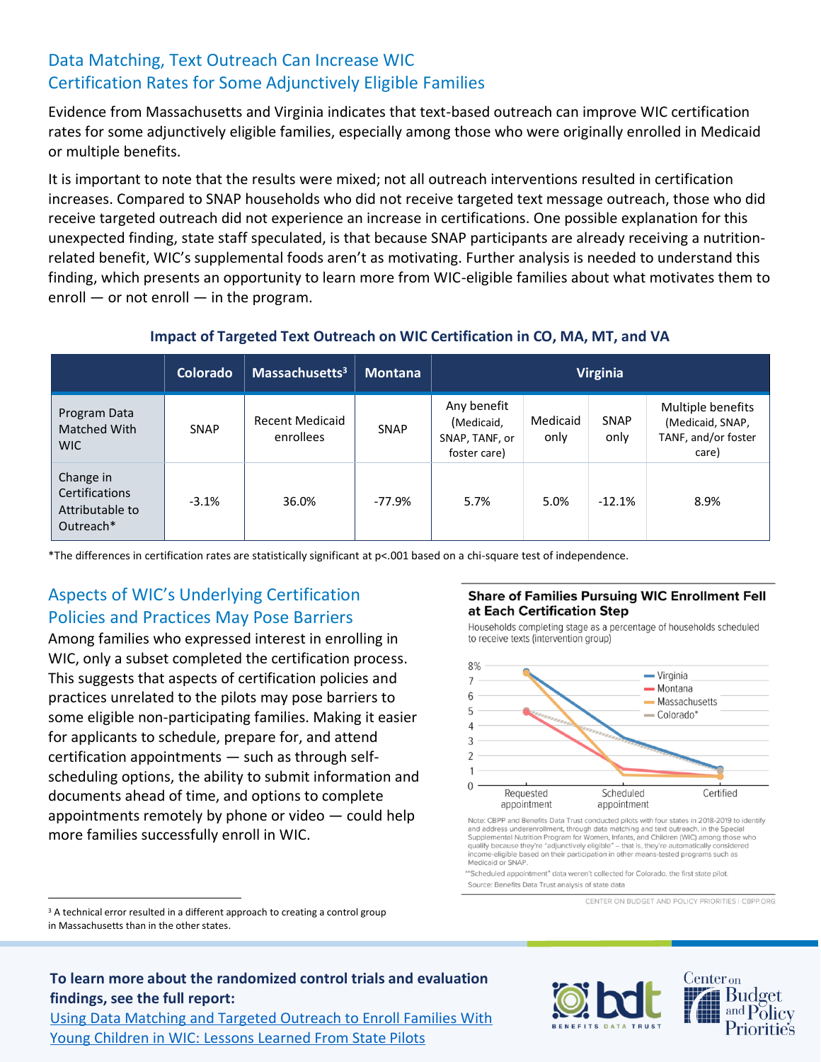## Data Matching, Text Outreach Can Increase WIC Certification Rates for Some Adjunctively Eligible Families

Evidence from Massachusetts and Virginia indicates that text-based outreach can improve WIC certification rates for some adjunctively eligible families, especially among those who were originally enrolled in Medicaid or multiple benefits.

It is important to note that the results were mixed; not all outreach interventions resulted in certification increases. Compared to SNAP households who did not receive targeted text message outreach, those who did receive targeted outreach did not experience an increase in certifications. One possible explanation for this unexpected finding, state staff speculated, is that because SNAP participants are already receiving a nutrition-related benefit, WIC's supplemental foods aren't as motivating. Further analysis is needed to understand this finding, which presents an opportunity to learn more from WIC-eligible families about what motivates them to enroll — or not enroll — in the program.

**Impact of Targeted Text Outreach on WIC Certification in CO, MA, MT, and VA**

| | Colorado | Massachusetts[3] | Montana | Virginia | | | |
|---|---|---|---|---|---|---|---|
| Program Data Matched With WIC | SNAP | Recent Medicaid enrollees | SNAP | Any benefit (Medicaid, SNAP, TANF, or foster care) | Medicaid only | SNAP only | Multiple benefits (Medicaid, SNAP, TANF, and/or foster care) |
| Change in Certifications Attributable to Outreach* | -3.1% | 36.0% | -77.9% | 5.7% | 5.0% | -12.1% | 8.9% |

*The differences in certification rates are statistically significant at $p<.001$ based on a chi-square test of independence.

## Aspects of WIC's Underlying Certification Policies and Practices May Pose Barriers

Among families who expressed interest in enrolling in WIC, only a subset completed the certification process. This suggests that aspects of certification policies and practices unrelated to the pilots may pose barriers to some eligible non-participating families. Making it easier for applicants to schedule, prepare for, and attend certification appointments — such as through self-scheduling options, the ability to submit information and documents ahead of time, and options to complete appointments remotely by phone or video — could help more families successfully enroll in WIC.

**Share of Families Pursuing WIC Enrollment Fell at Each Certification Step**

Households completing stage as a percentage of households scheduled to receive texts (intervention group)

8%
7
6
5
4
3
2
1
0

Requested appointment
Scheduled appointment
Certified

Virginia
Montana
Massachusetts
Colorado*

Note: CBPP and Benefits Data Trust conducted pilots with four states in 2018-2019 to identify and address underenrollment, through data matching and text outreach, in the Special Supplemental Nutrition Program for Women, Infants, and Children (WIC) among those who qualify because they're "adjunctively eligible" – that is, they're automatically considered income-eligible based on their participation in other means-tested programs such as Medicaid or SNAP.

*"Scheduled appointment" data weren't collected for Colorado, the first state pilot.

Source: Benefits Data Trust analysis of state data

CENTER ON BUDGET AND POLICY PRIORITIES | CBPP.ORG

[3] A technical error resulted in a different approach to creating a control group in Massachusetts than in the other states.

**To learn more about the randomized control trials and evaluation findings, see the full report:**
[Using Data Matching and Targeted Outreach to Enroll Families With Young Children in WIC: Lessons Learned From State Pilots]()

BENEFITS DATA TRUST

Center on Budget and Policy Priorities